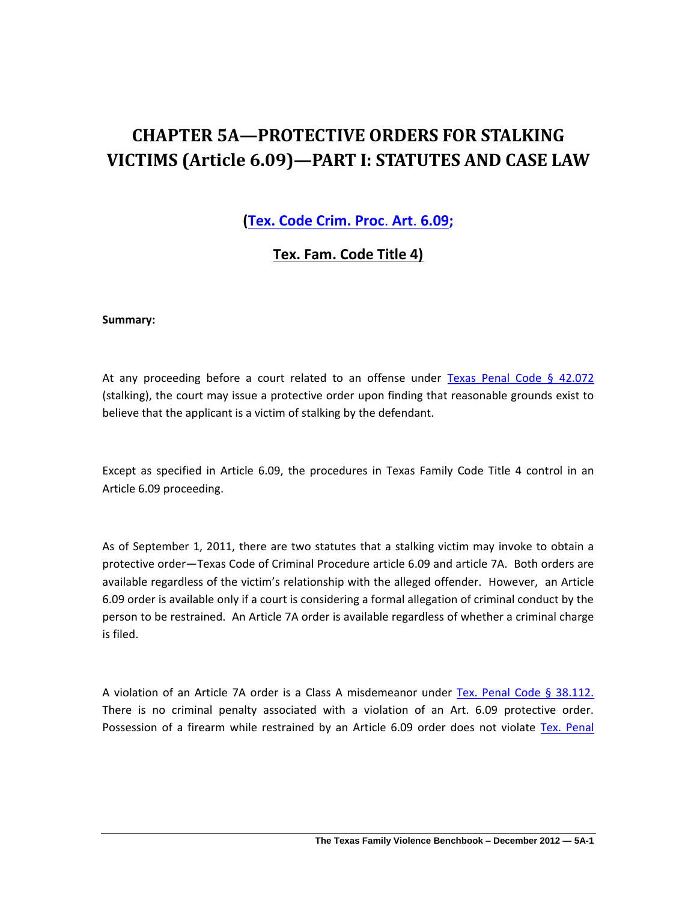# CHAPTER 5A—PROTECTIVE ORDERS FOR STALKING VICTIMS (Article 6.09)—PART I: STATUTES AND CASE LAW

**(Tex. Code Crim. Proc. Art. 6.09;**

**Tex. Fam. Code Title 4)**

**Summary:**

At any proceeding before a court related to an offense under Texas Penal Code § 42.072 (stalking), the court may issue a protective order upon finding that reasonable grounds exist to believe that the applicant is a victim of stalking by the defendant.

Except as specified in Article 6.09, the procedures in Texas Family Code Title 4 control in an Article 6.09 proceeding.

As of September 1, 2011, there are two statutes that a stalking victim may invoke to obtain a protective order—Texas Code of Criminal Procedure article 6.09 and article 7A. Both orders are available regardless of the victim's relationship with the alleged offender. However, an Article 6.09 order is available only if a court is considering a formal allegation of criminal conduct by the person to be restrained. An Article 7A order is available regardless of whether a criminal charge is filed.

A violation of an Article 7A order is a Class A misdemeanor under Tex. Penal Code § 38.112. There is no criminal penalty associated with a violation of an Art. 6.09 protective order. Possession of a firearm while restrained by an Article 6.09 order does not violate Tex. Penal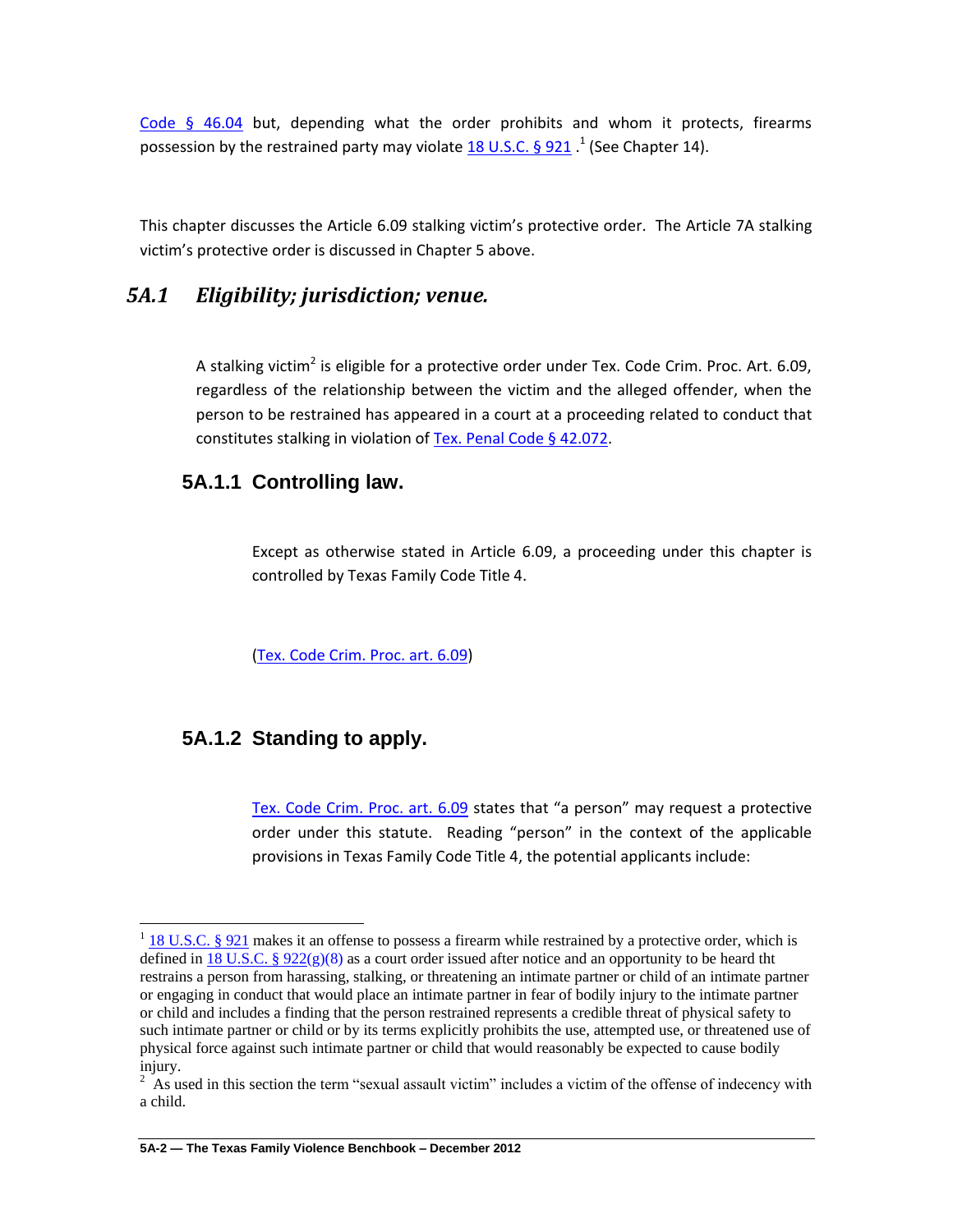Code § 46.04 but, depending what the order prohibits and whom it protects, firearms possession by the restrained party may violate 18 U.S.C. § 921 .[1] (See Chapter 14).

This chapter discusses the Article 6.09 stalking victim's protective order. The Article 7A stalking victim's protective order is discussed in Chapter 5 above.

## *5A.1 Eligibility; jurisdiction; venue.*

A stalking victim[2] is eligible for a protective order under Tex. Code Crim. Proc. Art. 6.09, regardless of the relationship between the victim and the alleged offender, when the person to be restrained has appeared in a court at a proceeding related to conduct that constitutes stalking in violation of Tex. Penal Code § 42.072.

### 5A.1.1 Controlling law.

Except as otherwise stated in Article 6.09, a proceeding under this chapter is controlled by Texas Family Code Title 4.

(Tex. Code Crim. Proc. art. 6.09)

### 5A.1.2 Standing to apply.

Tex. Code Crim. Proc. art. 6.09 states that "a person" may request a protective order under this statute. Reading "person" in the context of the applicable provisions in Texas Family Code Title 4, the potential applicants include:

---

[1] 18 U.S.C. § 921 makes it an offense to possess a firearm while restrained by a protective order, which is defined in 18 U.S.C. § 922(g)(8) as a court order issued after notice and an opportunity to be heard tht restrains a person from harassing, stalking, or threatening an intimate partner or child of an intimate partner or engaging in conduct that would place an intimate partner in fear of bodily injury to the intimate partner or child and includes a finding that the person restrained represents a credible threat of physical safety to such intimate partner or child or by its terms explicitly prohibits the use, attempted use, or threatened use of physical force against such intimate partner or child that would reasonably be expected to cause bodily injury.

[2] As used in this section the term "sexual assault victim" includes a victim of the offense of indecency with a child.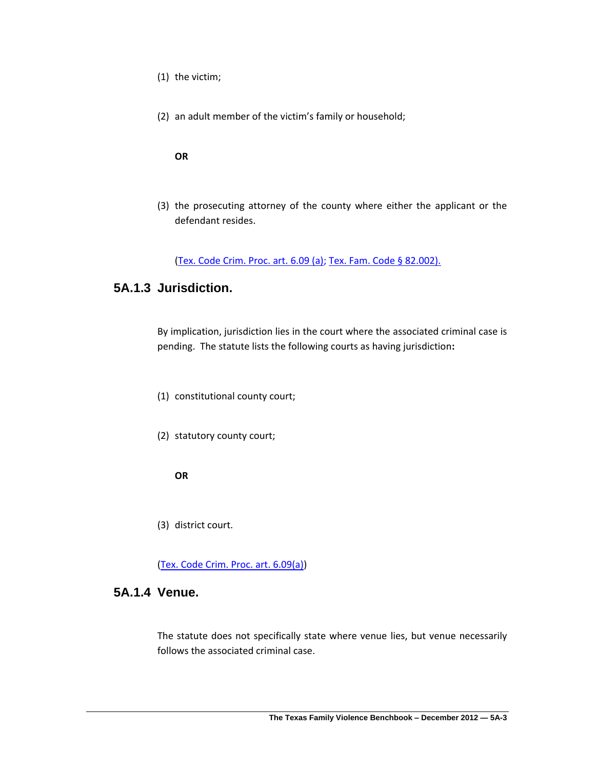(1) the victim;

(2) an adult member of the victim's family or household;

**OR**

(3) the prosecuting attorney of the county where either the applicant or the defendant resides.

(Tex. Code Crim. Proc. art. 6.09 (a); Tex. Fam. Code § 82.002).

## 5A.1.3 Jurisdiction.

By implication, jurisdiction lies in the court where the associated criminal case is pending. The statute lists the following courts as having jurisdiction**:**

(1) constitutional county court;

(2) statutory county court;

**OR**

(3) district court.

(Tex. Code Crim. Proc. art. 6.09(a))

## 5A.1.4 Venue.

The statute does not specifically state where venue lies, but venue necessarily follows the associated criminal case.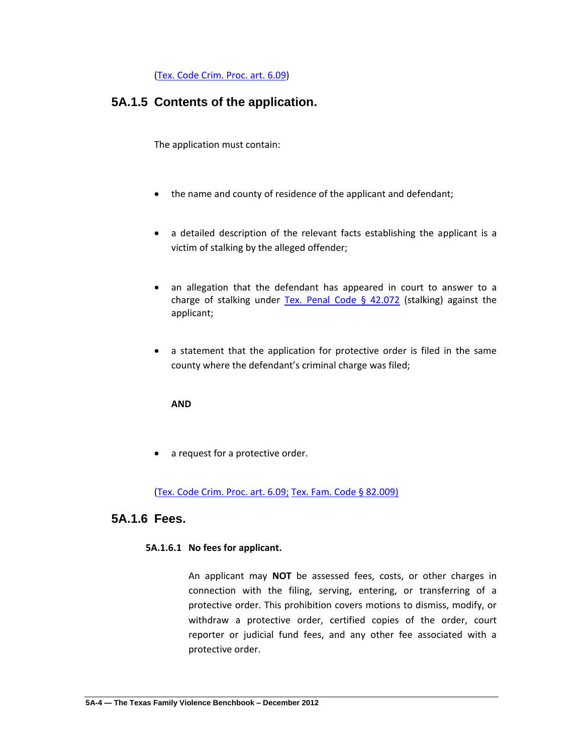(Tex. Code Crim. Proc. art. 6.09)

## 5A.1.5 Contents of the application.

The application must contain:

- the name and county of residence of the applicant and defendant;
- a detailed description of the relevant facts establishing the applicant is a victim of stalking by the alleged offender;
- an allegation that the defendant has appeared in court to answer to a charge of stalking under Tex. Penal Code § 42.072 (stalking) against the applicant;
- a statement that the application for protective order is filed in the same county where the defendant's criminal charge was filed;

  **AND**

- a request for a protective order.

(Tex. Code Crim. Proc. art. 6.09; Tex. Fam. Code § 82.009)

## 5A.1.6 Fees.

### 5A.1.6.1 No fees for applicant.

An applicant may **NOT** be assessed fees, costs, or other charges in connection with the filing, serving, entering, or transferring of a protective order. This prohibition covers motions to dismiss, modify, or withdraw a protective order, certified copies of the order, court reporter or judicial fund fees, and any other fee associated with a protective order.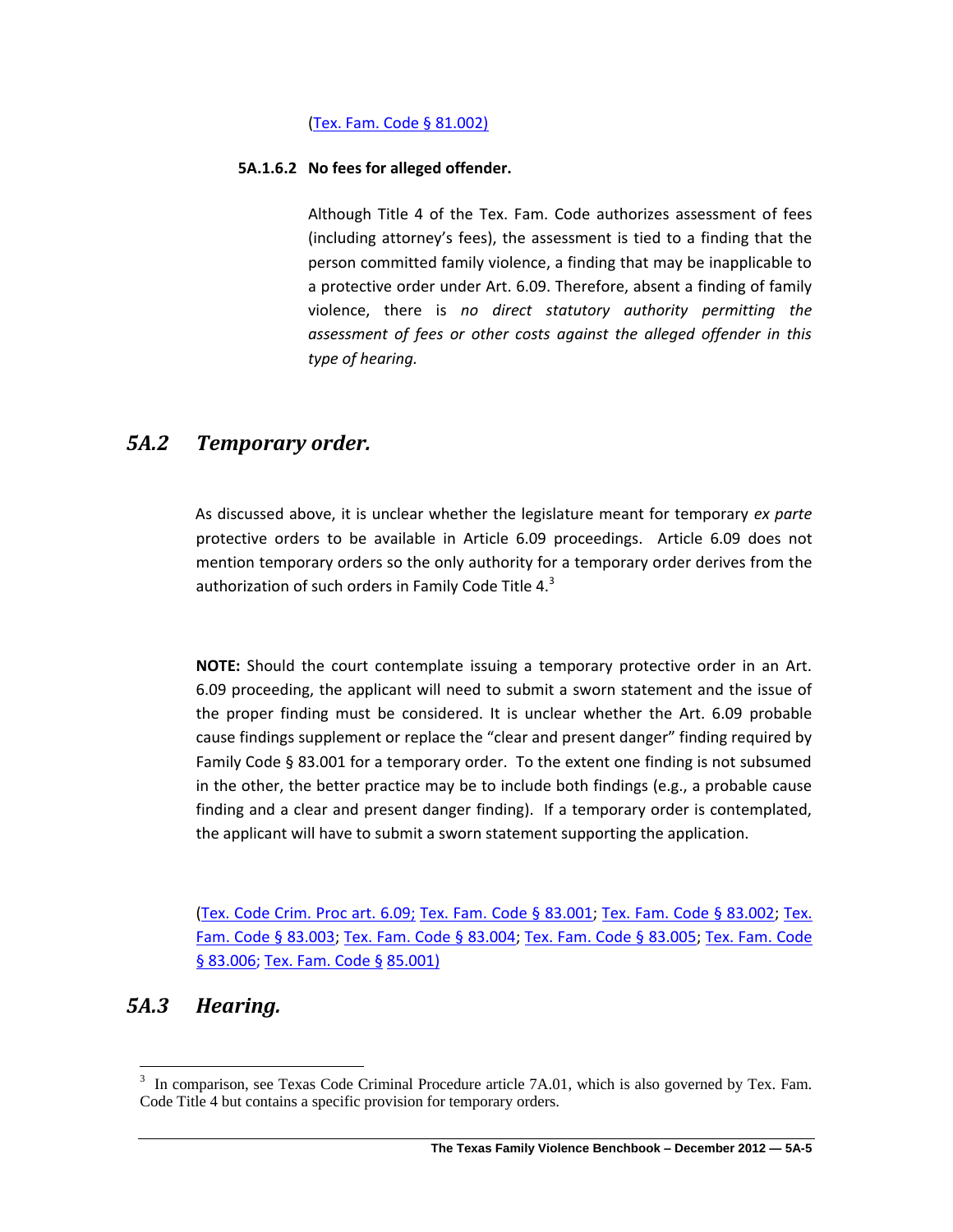(Tex. Fam. Code § 81.002)

#### 5A.1.6.2 No fees for alleged offender.

Although Title 4 of the Tex. Fam. Code authorizes assessment of fees (including attorney's fees), the assessment is tied to a finding that the person committed family violence, a finding that may be inapplicable to a protective order under Art. 6.09. Therefore, absent a finding of family violence, there is *no direct statutory authority permitting the assessment of fees or other costs against the alleged offender in this type of hearing.*

## *5A.2 Temporary order.*

As discussed above, it is unclear whether the legislature meant for temporary *ex parte* protective orders to be available in Article 6.09 proceedings. Article 6.09 does not mention temporary orders so the only authority for a temporary order derives from the authorization of such orders in Family Code Title 4.[3]

**NOTE:** Should the court contemplate issuing a temporary protective order in an Art. 6.09 proceeding, the applicant will need to submit a sworn statement and the issue of the proper finding must be considered. It is unclear whether the Art. 6.09 probable cause findings supplement or replace the "clear and present danger" finding required by Family Code § 83.001 for a temporary order. To the extent one finding is not subsumed in the other, the better practice may be to include both findings (e.g., a probable cause finding and a clear and present danger finding). If a temporary order is contemplated, the applicant will have to submit a sworn statement supporting the application.

(Tex. Code Crim. Proc art. 6.09; Tex. Fam. Code § 83.001; Tex. Fam. Code § 83.002; Tex. Fam. Code § 83.003; Tex. Fam. Code § 83.004; Tex. Fam. Code § 83.005; Tex. Fam. Code § 83.006; Tex. Fam. Code § 85.001)

## *5A.3 Hearing.*

[3] In comparison, see Texas Code Criminal Procedure article 7A.01, which is also governed by Tex. Fam. Code Title 4 but contains a specific provision for temporary orders.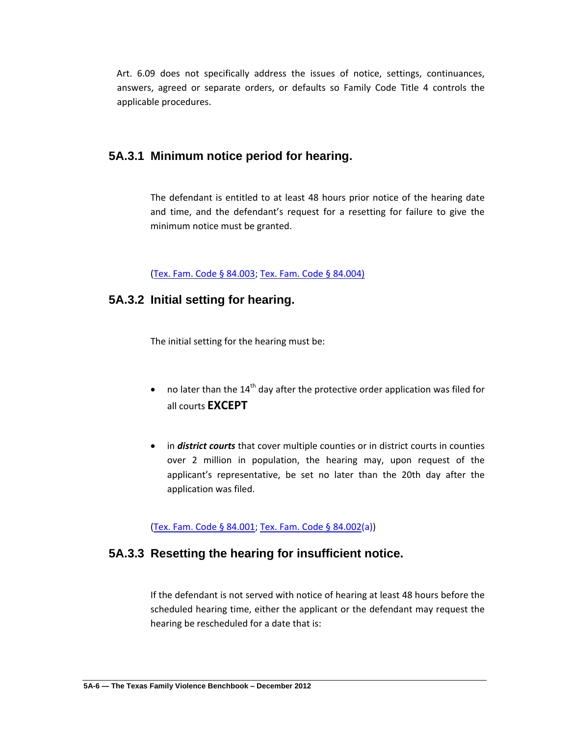Art. 6.09 does not specifically address the issues of notice, settings, continuances, answers, agreed or separate orders, or defaults so Family Code Title 4 controls the applicable procedures.

## 5A.3.1 Minimum notice period for hearing.

The defendant is entitled to at least 48 hours prior notice of the hearing date and time, and the defendant's request for a resetting for failure to give the minimum notice must be granted.

(Tex. Fam. Code § 84.003; Tex. Fam. Code § 84.004)

## 5A.3.2 Initial setting for hearing.

The initial setting for the hearing must be:

- no later than the 14th day after the protective order application was filed for all courts **EXCEPT**
- in ***district courts*** that cover multiple counties or in district courts in counties over 2 million in population, the hearing may, upon request of the applicant's representative, be set no later than the 20th day after the application was filed.

(Tex. Fam. Code § 84.001; Tex. Fam. Code § 84.002(a))

## 5A.3.3 Resetting the hearing for insufficient notice.

If the defendant is not served with notice of hearing at least 48 hours before the scheduled hearing time, either the applicant or the defendant may request the hearing be rescheduled for a date that is: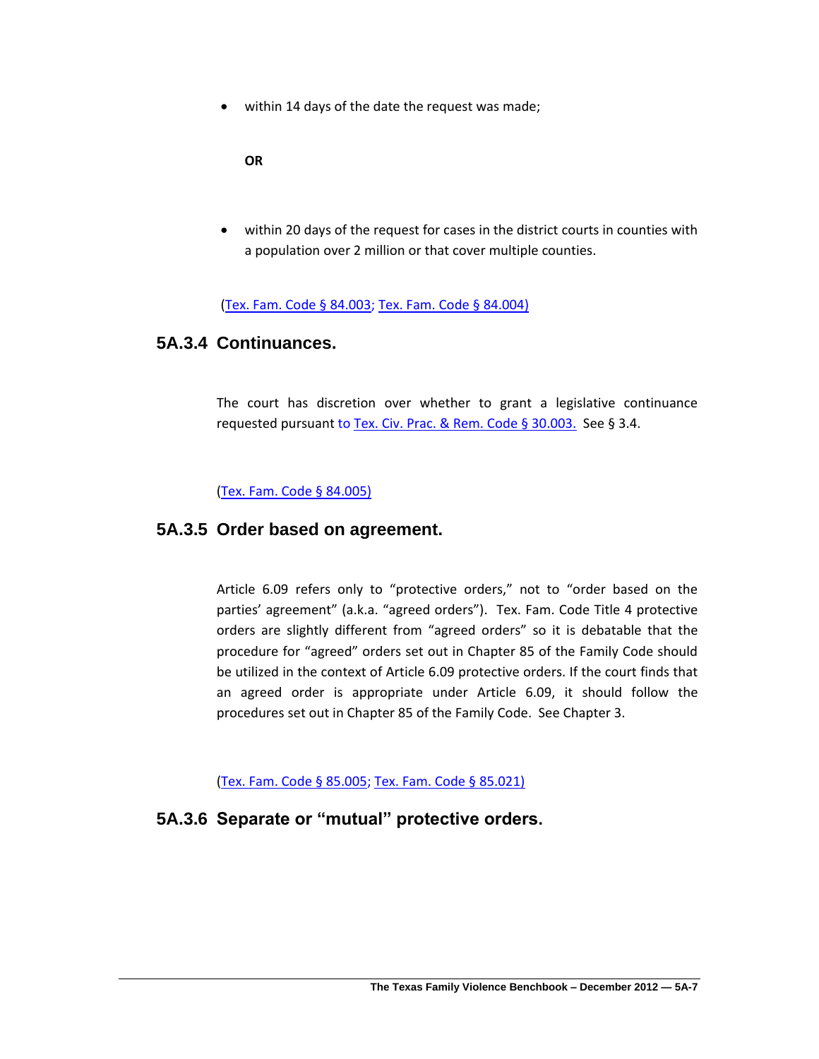- within 14 days of the date the request was made;

**OR**

- within 20 days of the request for cases in the district courts in counties with a population over 2 million or that cover multiple counties.

(Tex. Fam. Code § 84.003; Tex. Fam. Code § 84.004)

### 5A.3.4 Continuances.

The court has discretion over whether to grant a legislative continuance requested pursuant to Tex. Civ. Prac. & Rem. Code § 30.003. See § 3.4.

(Tex. Fam. Code § 84.005)

### 5A.3.5 Order based on agreement.

Article 6.09 refers only to "protective orders," not to "order based on the parties' agreement" (a.k.a. "agreed orders"). Tex. Fam. Code Title 4 protective orders are slightly different from "agreed orders" so it is debatable that the procedure for "agreed" orders set out in Chapter 85 of the Family Code should be utilized in the context of Article 6.09 protective orders. If the court finds that an agreed order is appropriate under Article 6.09, it should follow the procedures set out in Chapter 85 of the Family Code. See Chapter 3.

(Tex. Fam. Code § 85.005; Tex. Fam. Code § 85.021)

### 5A.3.6 Separate or "mutual" protective orders.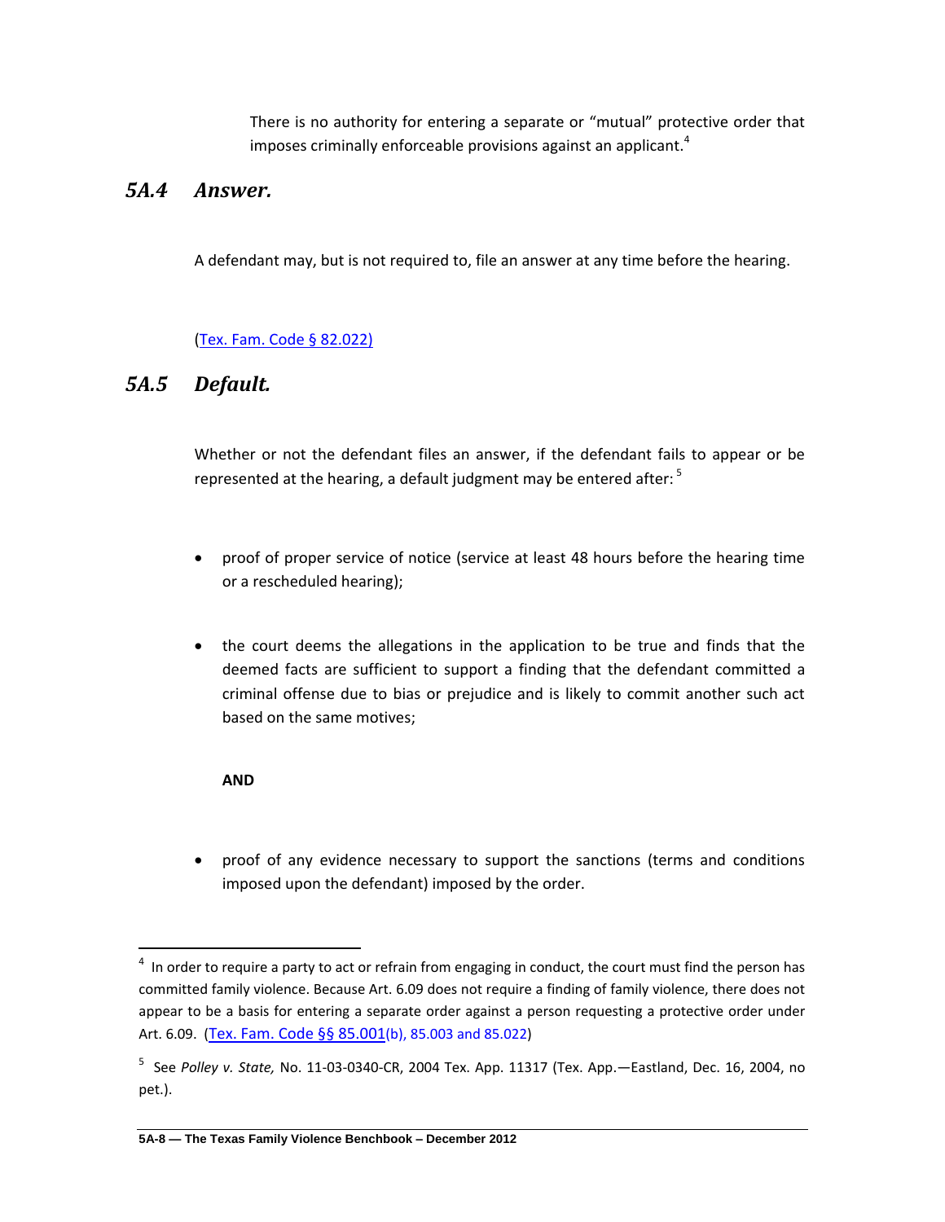There is no authority for entering a separate or "mutual" protective order that imposes criminally enforceable provisions against an applicant.[4]

## *5A.4 Answer.*

A defendant may, but is not required to, file an answer at any time before the hearing.

(Tex. Fam. Code § 82.022)

## *5A.5 Default.*

Whether or not the defendant files an answer, if the defendant fails to appear or be represented at the hearing, a default judgment may be entered after: [5]

- proof of proper service of notice (service at least 48 hours before the hearing time or a rescheduled hearing);

- the court deems the allegations in the application to be true and finds that the deemed facts are sufficient to support a finding that the defendant committed a criminal offense due to bias or prejudice and is likely to commit another such act based on the same motives;

  **AND**

- proof of any evidence necessary to support the sanctions (terms and conditions imposed upon the defendant) imposed by the order.

---

[4] In order to require a party to act or refrain from engaging in conduct, the court must find the person has committed family violence. Because Art. 6.09 does not require a finding of family violence, there does not appear to be a basis for entering a separate order against a person requesting a protective order under Art. 6.09. (Tex. Fam. Code §§ 85.001(b), 85.003 and 85.022)

[5] See *Polley v. State,* No. 11-03-0340-CR, 2004 Tex. App. 11317 (Tex. App.—Eastland, Dec. 16, 2004, no pet.).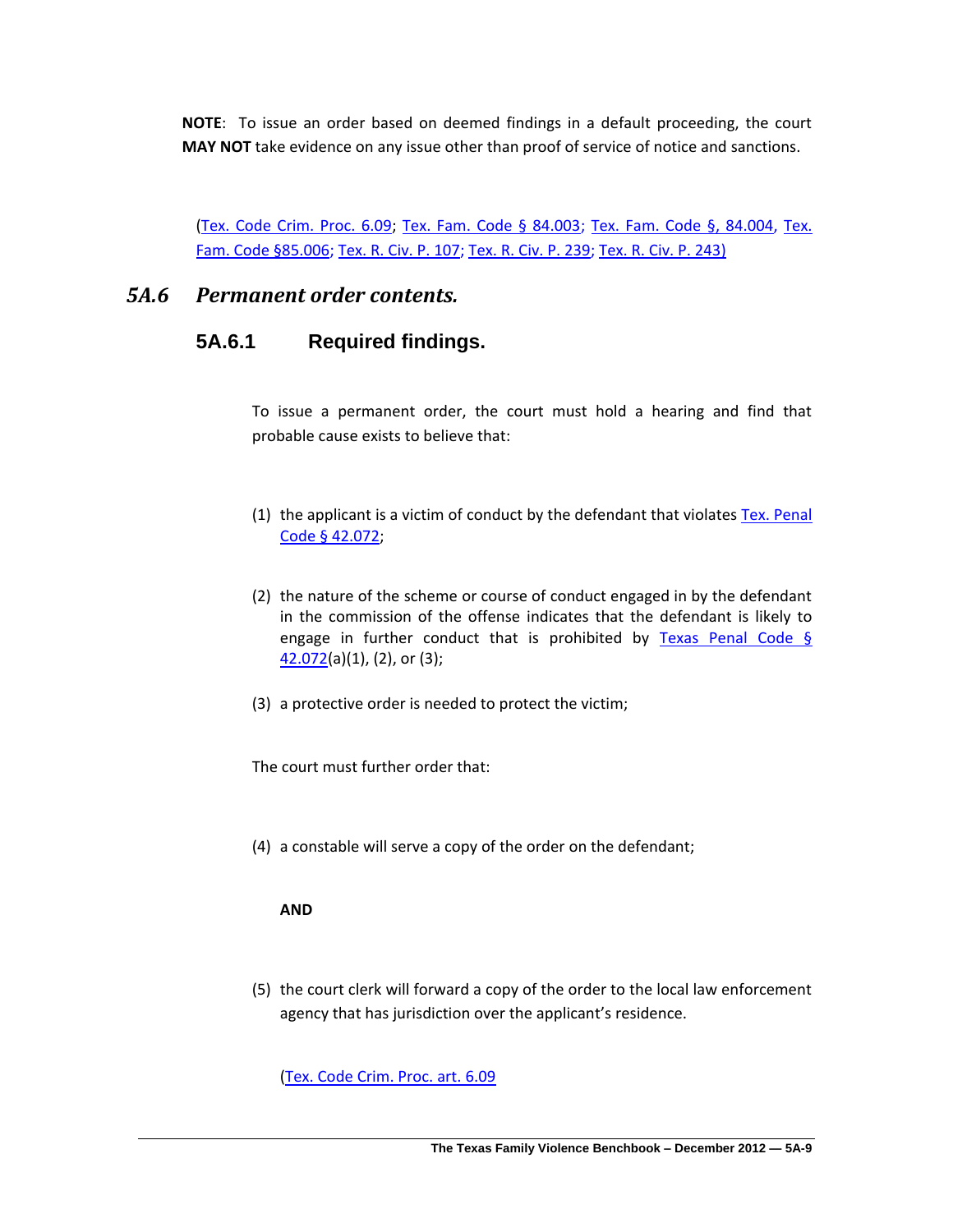**NOTE**: To issue an order based on deemed findings in a default proceeding, the court **MAY NOT** take evidence on any issue other than proof of service of notice and sanctions.

(Tex. Code Crim. Proc. 6.09; Tex. Fam. Code § 84.003; Tex. Fam. Code §, 84.004, Tex. Fam. Code §85.006; Tex. R. Civ. P. 107; Tex. R. Civ. P. 239; Tex. R. Civ. P. 243)

## *5A.6 Permanent order contents.*

### 5A.6.1 Required findings.

To issue a permanent order, the court must hold a hearing and find that probable cause exists to believe that:

(1) the applicant is a victim of conduct by the defendant that violates Tex. Penal Code § 42.072;

(2) the nature of the scheme or course of conduct engaged in by the defendant in the commission of the offense indicates that the defendant is likely to engage in further conduct that is prohibited by Texas Penal Code § 42.072(a)(1), (2), or (3);

(3) a protective order is needed to protect the victim;

The court must further order that:

(4) a constable will serve a copy of the order on the defendant;

**AND**

(5) the court clerk will forward a copy of the order to the local law enforcement agency that has jurisdiction over the applicant's residence.

(Tex. Code Crim. Proc. art. 6.09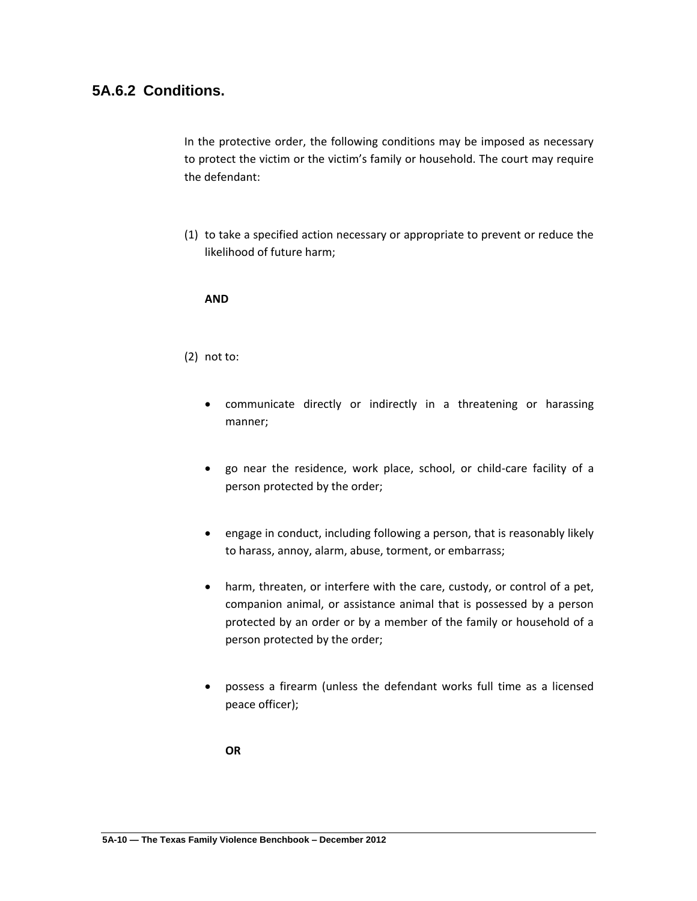### 5A.6.2 Conditions.

In the protective order, the following conditions may be imposed as necessary to protect the victim or the victim's family or household. The court may require the defendant:

(1) to take a specified action necessary or appropriate to prevent or reduce the likelihood of future harm;

**AND**

(2) not to:

- communicate directly or indirectly in a threatening or harassing manner;
- go near the residence, work place, school, or child-care facility of a person protected by the order;
- engage in conduct, including following a person, that is reasonably likely to harass, annoy, alarm, abuse, torment, or embarrass;
- harm, threaten, or interfere with the care, custody, or control of a pet, companion animal, or assistance animal that is possessed by a person protected by an order or by a member of the family or household of a person protected by the order;
- possess a firearm (unless the defendant works full time as a licensed peace officer);

**OR**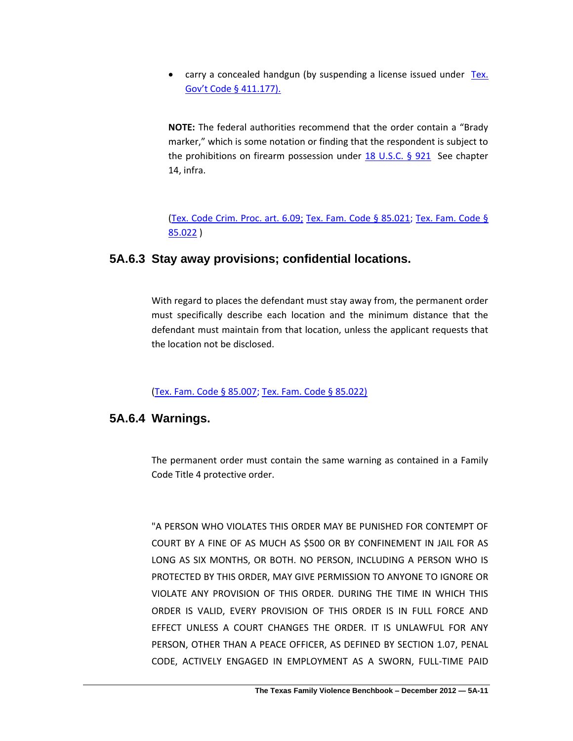- carry a concealed handgun (by suspending a license issued under Tex. Gov't Code § 411.177).

**NOTE:** The federal authorities recommend that the order contain a "Brady marker," which is some notation or finding that the respondent is subject to the prohibitions on firearm possession under 18 U.S.C. § 921 See chapter 14, infra.

(Tex. Code Crim. Proc. art. 6.09; Tex. Fam. Code § 85.021; Tex. Fam. Code § 85.022 )

## 5A.6.3 Stay away provisions; confidential locations.

With regard to places the defendant must stay away from, the permanent order must specifically describe each location and the minimum distance that the defendant must maintain from that location, unless the applicant requests that the location not be disclosed.

(Tex. Fam. Code § 85.007; Tex. Fam. Code § 85.022)

## 5A.6.4 Warnings.

The permanent order must contain the same warning as contained in a Family Code Title 4 protective order.

"A PERSON WHO VIOLATES THIS ORDER MAY BE PUNISHED FOR CONTEMPT OF COURT BY A FINE OF AS MUCH AS $500 OR BY CONFINEMENT IN JAIL FOR AS LONG AS SIX MONTHS, OR BOTH. NO PERSON, INCLUDING A PERSON WHO IS PROTECTED BY THIS ORDER, MAY GIVE PERMISSION TO ANYONE TO IGNORE OR VIOLATE ANY PROVISION OF THIS ORDER. DURING THE TIME IN WHICH THIS ORDER IS VALID, EVERY PROVISION OF THIS ORDER IS IN FULL FORCE AND EFFECT UNLESS A COURT CHANGES THE ORDER. IT IS UNLAWFUL FOR ANY PERSON, OTHER THAN A PEACE OFFICER, AS DEFINED BY SECTION 1.07, PENAL CODE, ACTIVELY ENGAGED IN EMPLOYMENT AS A SWORN, FULL-TIME PAID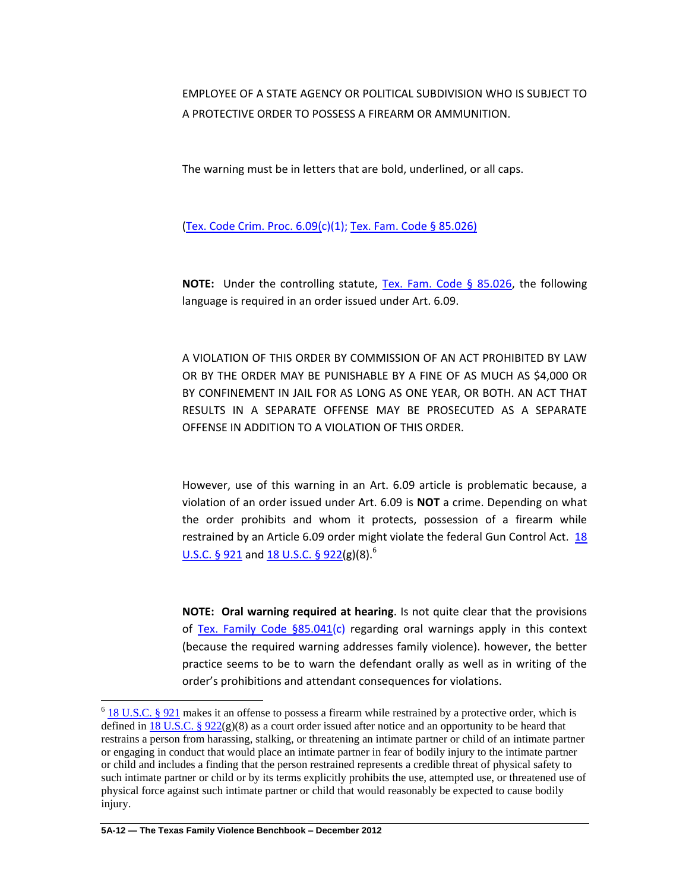EMPLOYEE OF A STATE AGENCY OR POLITICAL SUBDIVISION WHO IS SUBJECT TO A PROTECTIVE ORDER TO POSSESS A FIREARM OR AMMUNITION.

The warning must be in letters that are bold, underlined, or all caps.

(Tex. Code Crim. Proc. 6.09(c)(1); Tex. Fam. Code § 85.026)

**NOTE:** Under the controlling statute, Tex. Fam. Code § 85.026, the following language is required in an order issued under Art. 6.09.

A VIOLATION OF THIS ORDER BY COMMISSION OF AN ACT PROHIBITED BY LAW OR BY THE ORDER MAY BE PUNISHABLE BY A FINE OF AS MUCH AS $4,000 OR BY CONFINEMENT IN JAIL FOR AS LONG AS ONE YEAR, OR BOTH. AN ACT THAT RESULTS IN A SEPARATE OFFENSE MAY BE PROSECUTED AS A SEPARATE OFFENSE IN ADDITION TO A VIOLATION OF THIS ORDER.

However, use of this warning in an Art. 6.09 article is problematic because, a violation of an order issued under Art. 6.09 is **NOT** a crime. Depending on what the order prohibits and whom it protects, possession of a firearm while restrained by an Article 6.09 order might violate the federal Gun Control Act. 18 U.S.C. § 921 and 18 U.S.C. § 922(g)(8).[6]

**NOTE: Oral warning required at hearing**. Is not quite clear that the provisions of Tex. Family Code §85.041(c) regarding oral warnings apply in this context (because the required warning addresses family violence). however, the better practice seems to be to warn the defendant orally as well as in writing of the order's prohibitions and attendant consequences for violations.

---

[6] 18 U.S.C. § 921 makes it an offense to possess a firearm while restrained by a protective order, which is defined in 18 U.S.C. § 922(g)(8) as a court order issued after notice and an opportunity to be heard that restrains a person from harassing, stalking, or threatening an intimate partner or child of an intimate partner or engaging in conduct that would place an intimate partner in fear of bodily injury to the intimate partner or child and includes a finding that the person restrained represents a credible threat of physical safety to such intimate partner or child or by its terms explicitly prohibits the use, attempted use, or threatened use of physical force against such intimate partner or child that would reasonably be expected to cause bodily injury.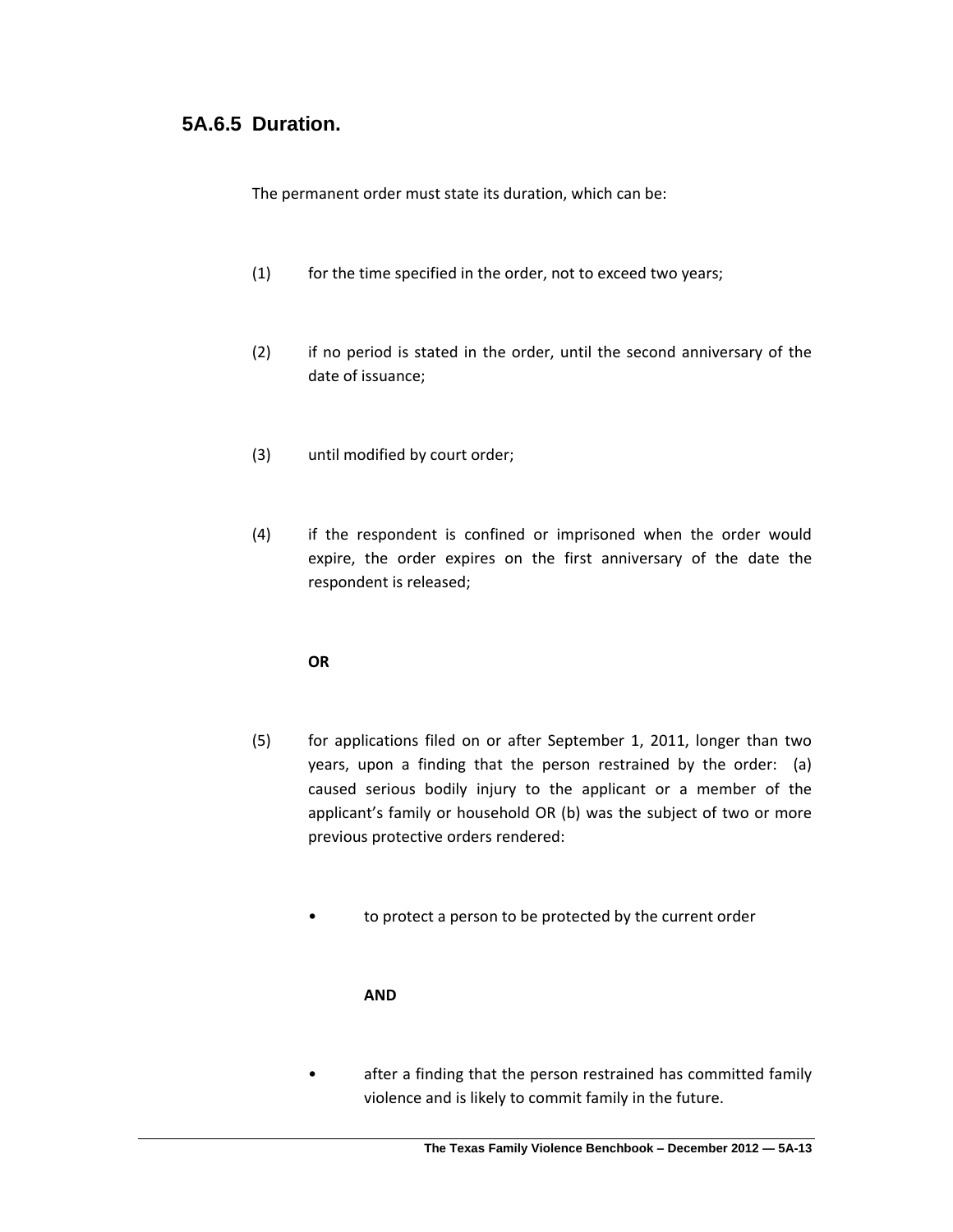## 5A.6.5 Duration.

The permanent order must state its duration, which can be:

(1) for the time specified in the order, not to exceed two years;

(2) if no period is stated in the order, until the second anniversary of the date of issuance;

(3) until modified by court order;

(4) if the respondent is confined or imprisoned when the order would expire, the order expires on the first anniversary of the date the respondent is released;

**OR**

(5) for applications filed on or after September 1, 2011, longer than two years, upon a finding that the person restrained by the order: (a) caused serious bodily injury to the applicant or a member of the applicant's family or household OR (b) was the subject of two or more previous protective orders rendered:

- to protect a person to be protected by the current order

  **AND**

- after a finding that the person restrained has committed family violence and is likely to commit family in the future.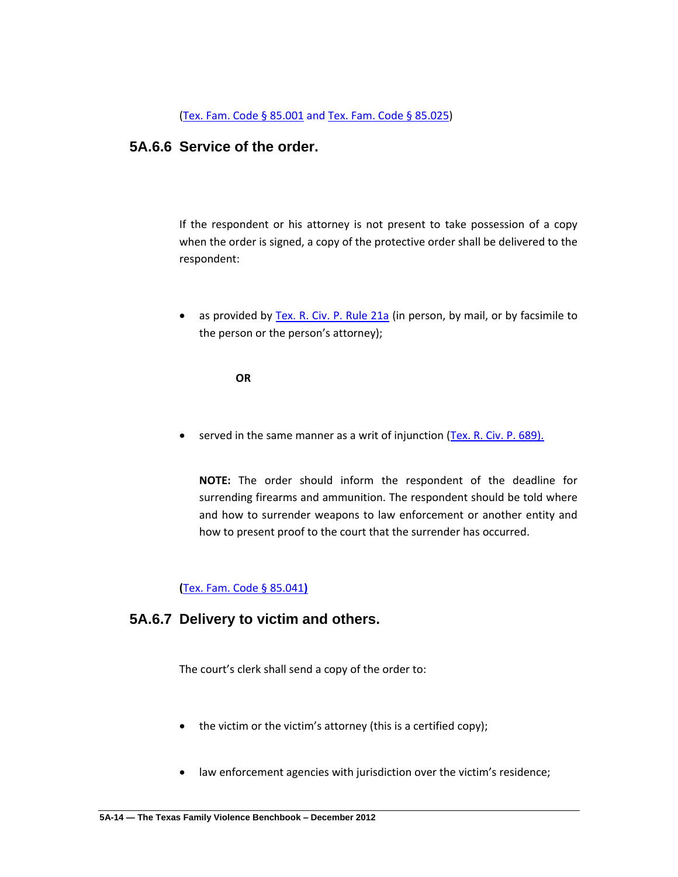(Tex. Fam. Code § 85.001 and Tex. Fam. Code § 85.025)

### 5A.6.6 Service of the order.

If the respondent or his attorney is not present to take possession of a copy when the order is signed, a copy of the protective order shall be delivered to the respondent:

- as provided by Tex. R. Civ. P. Rule 21a (in person, by mail, or by facsimile to the person or the person's attorney);

**OR**

- served in the same manner as a writ of injunction (Tex. R. Civ. P. 689).

**NOTE:** The order should inform the respondent of the deadline for surrendering firearms and ammunition. The respondent should be told where and how to surrender weapons to law enforcement or another entity and how to present proof to the court that the surrender has occurred.

(Tex. Fam. Code § 85.041)

### 5A.6.7 Delivery to victim and others.

The court's clerk shall send a copy of the order to:

- the victim or the victim's attorney (this is a certified copy);
- law enforcement agencies with jurisdiction over the victim's residence;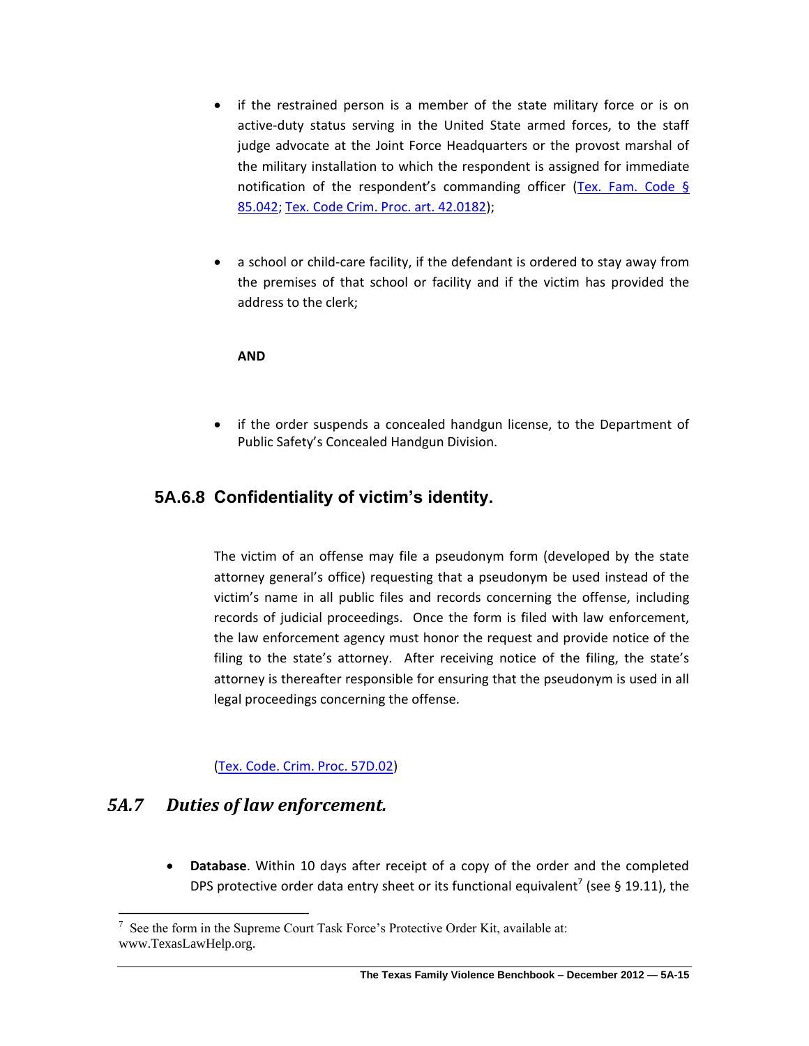- if the restrained person is a member of the state military force or is on active-duty status serving in the United State armed forces, to the staff judge advocate at the Joint Force Headquarters or the provost marshal of the military installation to which the respondent is assigned for immediate notification of the respondent's commanding officer (Tex. Fam. Code § 85.042; Tex. Code Crim. Proc. art. 42.0182);

- a school or child-care facility, if the defendant is ordered to stay away from the premises of that school or facility and if the victim has provided the address to the clerk;

  **AND**

- if the order suspends a concealed handgun license, to the Department of Public Safety's Concealed Handgun Division.

### 5A.6.8 Confidentiality of victim's identity.

The victim of an offense may file a pseudonym form (developed by the state attorney general's office) requesting that a pseudonym be used instead of the victim's name in all public files and records concerning the offense, including records of judicial proceedings. Once the form is filed with law enforcement, the law enforcement agency must honor the request and provide notice of the filing to the state's attorney. After receiving notice of the filing, the state's attorney is thereafter responsible for ensuring that the pseudonym is used in all legal proceedings concerning the offense.

(Tex. Code. Crim. Proc. 57D.02)

## *5A.7 Duties of law enforcement.*

- **Database**. Within 10 days after receipt of a copy of the order and the completed DPS protective order data entry sheet or its functional equivalent[7] (see § 19.11), the

---

[7] See the form in the Supreme Court Task Force's Protective Order Kit, available at: www.TexasLawHelp.org.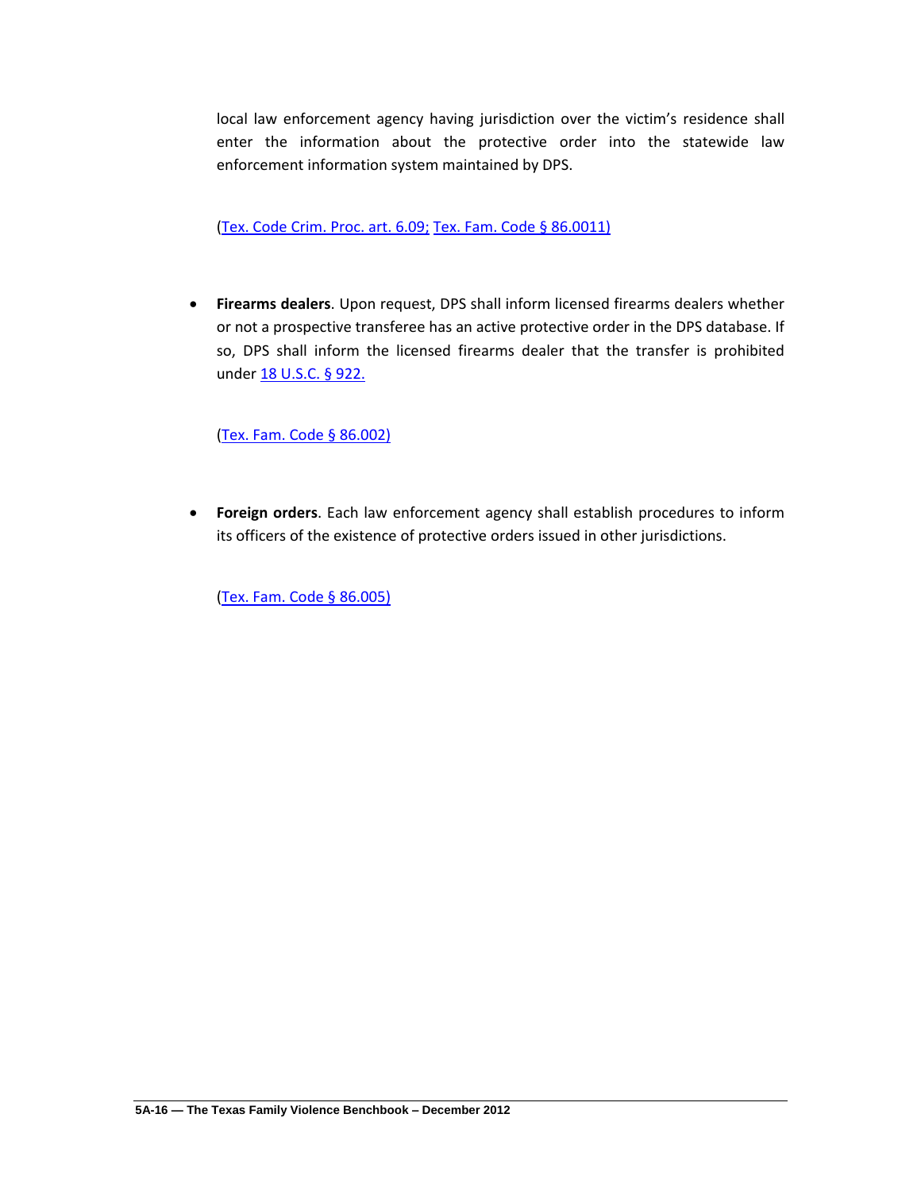local law enforcement agency having jurisdiction over the victim's residence shall enter the information about the protective order into the statewide law enforcement information system maintained by DPS.

(Tex. Code Crim. Proc. art. 6.09; Tex. Fam. Code § 86.0011)

- **Firearms dealers**. Upon request, DPS shall inform licensed firearms dealers whether or not a prospective transferee has an active protective order in the DPS database. If so, DPS shall inform the licensed firearms dealer that the transfer is prohibited under 18 U.S.C. § 922.

  (Tex. Fam. Code § 86.002)

- **Foreign orders**. Each law enforcement agency shall establish procedures to inform its officers of the existence of protective orders issued in other jurisdictions.

  (Tex. Fam. Code § 86.005)